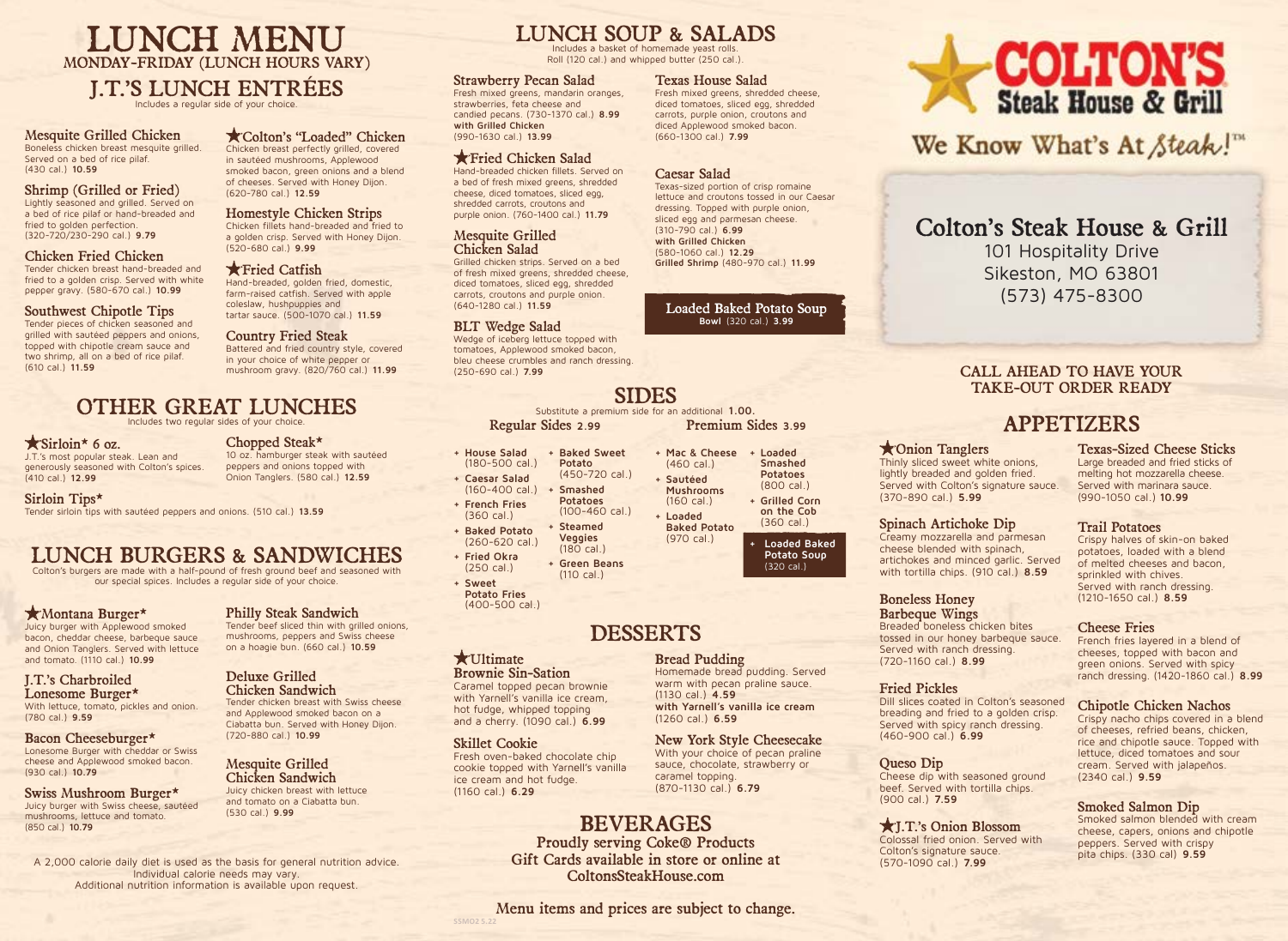# LUNCH MENU

MONDAY-FRIDAY (LUNCH HOURS VARY)

## J.T.'S LUNCH ENTRÉES

Includes a regular side of your choice.

### Mesquite Grilled Chicken
Boneless chicken breast mesquite grilled. Served on a bed of rice pilaf. (430 cal.) **10.59**

### Shrimp (Grilled or Fried)
Lightly seasoned and grilled. Served on a bed of rice pilaf or hand-breaded and fried to golden perfection. (320-720/230-290 cal.) **9.79**

### Chicken Fried Chicken
Tender chicken breast hand-breaded and fried to a golden crisp. Served with white pepper gravy. (580-670 cal.) **10.99**

### Southwest Chipotle Tips
Tender pieces of chicken seasoned and grilled with sautéed peppers and onions, topped with chipotle cream sauce and two shrimp, all on a bed of rice pilaf. (610 cal.) **11.59**

### ★Colton's "Loaded" Chicken
Chicken breast perfectly grilled, covered in sautéed mushrooms, Applewood smoked bacon, green onions and a blend of cheeses. Served with Honey Dijon. (620-780 cal.) **12.59**

### Homestyle Chicken Strips
Chicken fillets hand-breaded and fried to a golden crisp. Served with Honey Dijon. (520-680 cal.) **9.99**

### ★Fried Catfish
Hand-breaded, golden fried, domestic, farm-raised catfish. Served with apple coleslaw, hushpuppies and tartar sauce. (500-1070 cal.) **11.59**

### Country Fried Steak
Battered and fried country style, covered in your choice of white pepper or mushroom gravy. (820/760 cal.) **11.99**

## OTHER GREAT LUNCHES

Includes two regular sides of your choice.

### ★Sirloin* 6 oz.
J.T.'s most popular steak. Lean and generously seasoned with Colton's spices. (410 cal.) **12.99**

### Chopped Steak*
10 oz. hamburger steak with sautéed peppers and onions topped with Onion Tanglers. (580 cal.) **12.59**

### Sirloin Tips*
Tender sirloin tips with sautéed peppers and onions. (510 cal.) **13.59**

## LUNCH BURGERS & SANDWICHES

Colton's burgers are made with a half-pound of fresh ground beef and seasoned with our special spices. Includes a regular side of your choice.

### ★Montana Burger*
Juicy burger with Applewood smoked bacon, cheddar cheese, barbeque sauce and Onion Tanglers. Served with lettuce and tomato. (1110 cal.) **10.99**

### J.T.'s Charbroiled Lonesome Burger*
With lettuce, tomato, pickles and onion. (780 cal.) **9.59**

### Bacon Cheeseburger*
Lonesome Burger with cheddar or Swiss cheese and Applewood smoked bacon. (930 cal.) **10.79**

### Swiss Mushroom Burger*
Juicy burger with Swiss cheese, sautéed mushrooms, lettuce and tomato. (850 cal.) **10.79**

### Philly Steak Sandwich
Tender beef sliced thin with grilled onions, mushrooms, peppers and Swiss cheese on a hoagie bun. (660 cal.) **10.59**

### Deluxe Grilled Chicken Sandwich
Tender chicken breast with Swiss cheese and Applewood smoked bacon on a Ciabatta bun. Served with Honey Dijon. (720-880 cal.) **10.99**

### Mesquite Grilled Chicken Sandwich
Juicy chicken breast with lettuce and tomato on a Ciabatta bun. (530 cal.) **9.99**

A 2,000 calorie daily diet is used as the basis for general nutrition advice. Individual calorie needs may vary. Additional nutrition information is available upon request.

## LUNCH SOUP & SALADS

Includes a basket of homemade yeast rolls. Roll (120 cal.) and whipped butter (250 cal.).

### Strawberry Pecan Salad
Fresh mixed greens, mandarin oranges, strawberries, feta cheese and candied pecans. (730-1370 cal.) **8.99**
**with Grilled Chicken** (990-1630 cal.) **13.99**

### ★Fried Chicken Salad
Hand-breaded chicken fillets. Served on a bed of fresh mixed greens, shredded cheese, diced tomatoes, sliced egg, shredded carrots, croutons and purple onion. (760-1400 cal.) **11.79**

### Mesquite Grilled Chicken Salad
Grilled chicken strips. Served on a bed of fresh mixed greens, shredded cheese, diced tomatoes, sliced egg, shredded carrots, croutons and purple onion. (640-1280 cal.) **11.59**

### BLT Wedge Salad
Wedge of iceberg lettuce topped with tomatoes, Applewood smoked bacon, bleu cheese crumbles and ranch dressing. (250-690 cal.) **7.99**

### Texas House Salad
Fresh mixed greens, shredded cheese, diced tomatoes, sliced egg, shredded carrots, purple onion, croutons and diced Applewood smoked bacon. (660-1300 cal.) **7.99**

### Caesar Salad
Texas-sized portion of crisp romaine lettuce and croutons tossed in our Caesar dressing. Topped with purple onion, sliced egg and parmesan cheese. (310-790 cal.) **6.99**
**with Grilled Chicken** (580-1060 cal.) **12.29**
**Grilled Shrimp** (480-970 cal.) **11.99**

### Loaded Baked Potato Soup
**Bowl** (320 cal.) **3.99**

## SIDES

Substitute a premium side for an additional **1.00.**

### Regular Sides 2.99
- House Salad (160-500 cal.)
- Caesar Salad (160-400 cal.)
- French Fries (360 cal.)
- Baked Potato (260-620 cal.)
- Fried Okra (250 cal.)
- Sweet Potato Fries (400-500 cal.)
- Baked Sweet Potato (450-720 cal.)
- Smashed Potatoes (100-460 cal.)
- Steamed Veggies (180 cal.)
- Green Beans (110 cal.)

### Premium Sides 3.99
- Mac & Cheese (460 cal.)
- Sautéed Mushrooms (160 cal.)
- Loaded Baked Potato (970 cal.)
- Loaded Smashed Potatoes (800 cal.)
- Grilled Corn on the Cob (360 cal.)
- Loaded Baked Potato Soup (320 cal.)

## DESSERTS

### ★Ultimate Brownie Sin-Sation
Caramel topped pecan brownie with Yarnell's vanilla ice cream, hot fudge, whipped topping and a cherry. (1090 cal.) **6.99**

### Skillet Cookie
Fresh oven-baked chocolate chip cookie topped with Yarnell's vanilla ice cream and hot fudge. (1160 cal.) **6.29**

### Bread Pudding
Homemade bread pudding. Served warm with pecan praline sauce. (1130 cal.) **4.59**
**with Yarnell's vanilla ice cream** (1260 cal.) **6.59**

### New York Style Cheesecake
With your choice of pecan praline sauce, chocolate, strawberry or caramel topping. (870-1130 cal.) **6.79**

## BEVERAGES

**Proudly serving Coke® Products**

**Gift Cards available in store or online at ColtonsSteakHouse.com**

**Menu items and prices are subject to change.**

SSMO2 5.22

# COLTON'S Steak House & Grill

We Know What's At Steak!™

## Colton's Steak House & Grill
101 Hospitality Drive
Sikeston, MO 63801
(573) 475-8300

**CALL AHEAD TO HAVE YOUR TAKE-OUT ORDER READY**

## APPETIZERS

### ★Onion Tanglers
Thinly sliced sweet white onions, lightly breaded and golden fried. Served with Colton's signature sauce. (370-890 cal.) **5.99**

### Spinach Artichoke Dip
Creamy mozzarella and parmesan cheese blended with spinach, artichokes and minced garlic. Served with tortilla chips. (910 cal.) **8.59**

### Boneless Honey Barbeque Wings
Breaded boneless chicken bites tossed in our honey barbeque sauce. Served with ranch dressing. (720-1160 cal.) **8.99**

### Fried Pickles
Dill slices coated in Colton's seasoned breading and fried to a golden crisp. Served with spicy ranch dressing. (460-900 cal.) **6.99**

### Queso Dip
Cheese dip with seasoned ground beef. Served with tortilla chips. (900 cal.) **7.59**

### ★J.T.'s Onion Blossom
Colossal fried onion. Served with Colton's signature sauce. (570-1090 cal.) **7.99**

### Texas-Sized Cheese Sticks
Large breaded and fried sticks of melting hot mozzarella cheese. Served with marinara sauce. (990-1050 cal.) **10.99**

### Trail Potatoes
Crispy halves of skin-on baked potatoes, loaded with a blend of melted cheeses and bacon, sprinkled with chives. Served with ranch dressing. (1210-1650 cal.) **8.59**

### Cheese Fries
French fries layered in a blend of cheeses, topped with bacon and green onions. Served with spicy ranch dressing. (1420-1860 cal.) **8.99**

### Chipotle Chicken Nachos
Crispy nacho chips covered in a blend of cheeses, refried beans, chicken, rice and chipotle sauce. Topped with lettuce, diced tomatoes and sour cream. Served with jalapeños. (2340 cal.) **9.59**

### Smoked Salmon Dip
Smoked salmon blended with cream cheese, capers, onions and chipotle peppers. Served with crispy pita chips. (330 cal.) **9.59**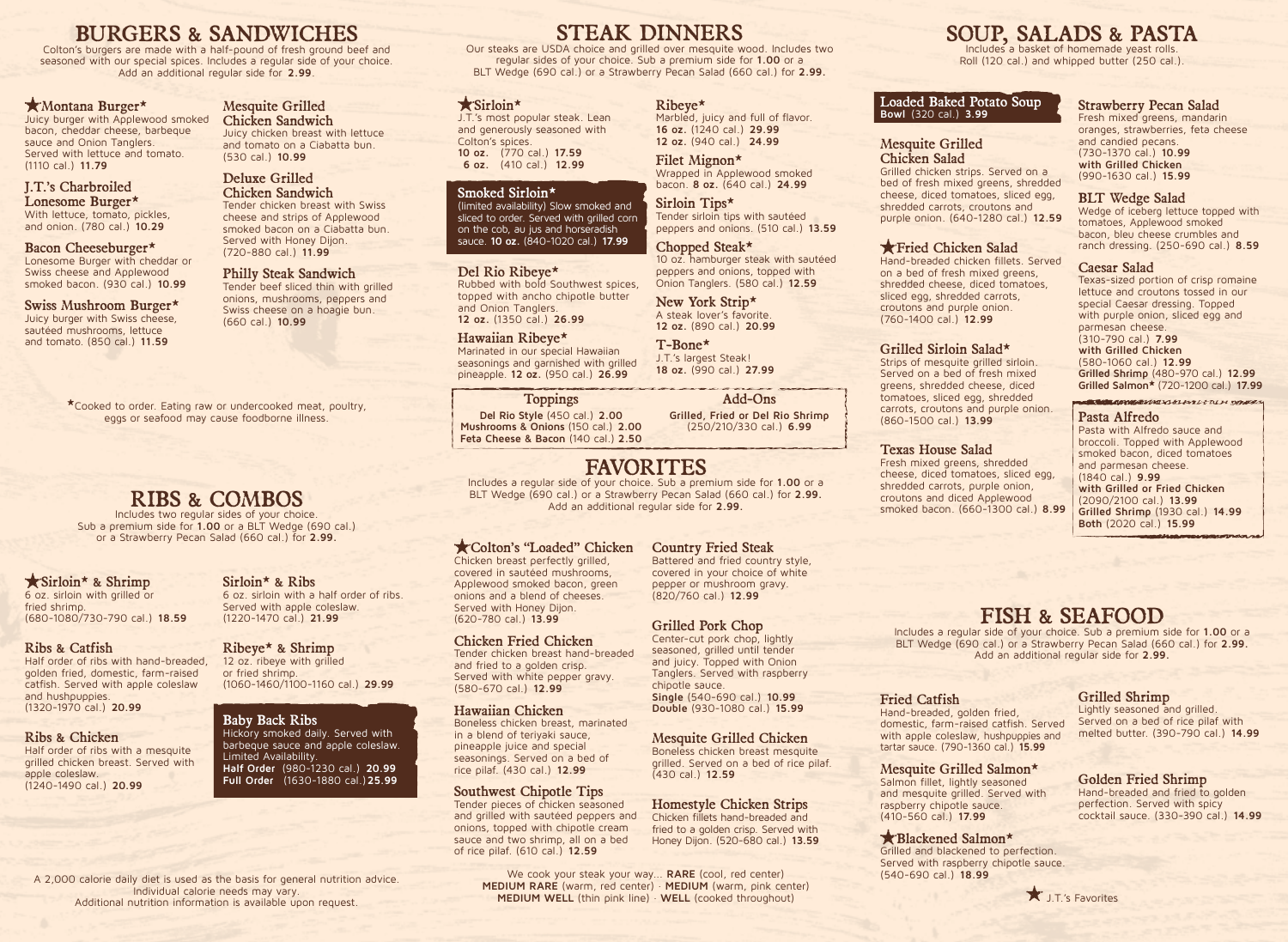# BURGERS & SANDWICHES

Colton's burgers are made with a half-pound of fresh ground beef and seasoned with our special spices. Includes a regular side of your choice. Add an additional regular side for **2.99**.

### ★Montana Burger*
Juicy burger with Applewood smoked bacon, cheddar cheese, barbeque sauce and Onion Tanglers. Served with lettuce and tomato. (1110 cal.) **11.79**

### J.T.'s Charbroiled Lonesome Burger*
With lettuce, tomato, pickles, and onion. (780 cal.) **10.29**

### Bacon Cheeseburger*
Lonesome Burger with cheddar or Swiss cheese and Applewood smoked bacon. (930 cal.) **10.99**

### Swiss Mushroom Burger*
Juicy burger with Swiss cheese, sautéed mushrooms, lettuce and tomato. (850 cal.) **11.59**

### Mesquite Grilled Chicken Sandwich
Juicy chicken breast with lettuce and tomato on a Ciabatta bun. (530 cal.) **10.99**

### Deluxe Grilled Chicken Sandwich
Tender chicken breast with Swiss cheese and strips of Applewood smoked bacon on a Ciabatta bun. Served with Honey Dijon. (720-880 cal.) **11.99**

### Philly Steak Sandwich
Tender beef sliced thin with grilled onions, mushrooms, peppers and Swiss cheese on a hoagie bun. (660 cal.) **10.99**

*Cooked to order. Eating raw or undercooked meat, poultry, eggs or seafood may cause foodborne illness.

# RIBS & COMBOS

Includes two regular sides of your choice. Sub a premium side for **1.00** or a BLT Wedge (690 cal.) or a Strawberry Pecan Salad (660 cal.) for **2.99**.

### ★Sirloin* & Shrimp
6 oz. sirloin with grilled or fried shrimp. (680-1080/730-790 cal.) **18.59**

### Ribs & Catfish
Half order of ribs with hand-breaded, golden fried, domestic, farm-raised catfish. Served with apple coleslaw and hushpuppies. (1320-1970 cal.) **20.99**

### Ribs & Chicken
Half order of ribs with a mesquite grilled chicken breast. Served with apple coleslaw. (1240-1490 cal.) **20.99**

### Sirloin* & Ribs
6 oz. sirloin with a half order of ribs. Served with apple coleslaw. (1220-1470 cal.) **21.99**

### Ribeye* & Shrimp
12 oz. ribeye with grilled or fried shrimp. (1060-1460/1100-1160 cal.) **29.99**

### Baby Back Ribs
Hickory smoked daily. Served with barbeque sauce and apple coleslaw. Limited Availability.
**Half Order** (980-1230 cal.) **20.99**
**Full Order** (1630-1880 cal.) **25.99**

A 2,000 calorie daily diet is used as the basis for general nutrition advice. Individual calorie needs may vary. Additional nutrition information is available upon request.

# STEAK DINNERS

Our steaks are USDA choice and grilled over mesquite wood. Includes two regular sides of your choice. Sub a premium side for **1.00** or a BLT Wedge (690 cal.) or a Strawberry Pecan Salad (660 cal.) for **2.99**.

### ★Sirloin*
J.T.'s most popular steak. Lean and generously seasoned with Colton's spices.
**10 oz.** (770 cal.) **17.59**
**6 oz.** (410 cal.) **12.99**

### Smoked Sirloin*
(limited availability) Slow smoked and sliced to order. Served with grilled corn on the cob, au jus and horseradish sauce. **10 oz.** (840-1020 cal.) **17.99**

### Del Rio Ribeye*
Rubbed with bold Southwest spices, topped with ancho chipotle butter and Onion Tanglers. **12 oz.** (1350 cal.) **26.99**

### Hawaiian Ribeye*
Marinated in our special Hawaiian seasonings and garnished with grilled pineapple. **12 oz.** (950 cal.) **26.99**

### Ribeye*
Marbled, juicy and full of flavor.
**16 oz.** (1240 cal.) **29.99**
**12 oz.** (940 cal.) **24.99**

### Filet Mignon*
Wrapped in Applewood smoked bacon. **8 oz.** (640 cal.) **24.99**

### Sirloin Tips*
Tender sirloin tips with sautéed peppers and onions. (510 cal.) **13.59**

### Chopped Steak*
10 oz. hamburger steak with sautéed peppers and onions, topped with Onion Tanglers. (580 cal.) **12.59**

### New York Strip*
A steak lover's favorite. **12 oz.** (890 cal.) **20.99**

### T-Bone*
J.T.'s largest Steak! **18 oz.** (990 cal.) **27.99**

### Toppings
**Del Rio Style** (450 cal.) **2.00**
**Mushrooms & Onions** (150 cal.) **2.00**
**Feta Cheese & Bacon** (140 cal.) **2.50**

### Add-Ons
**Grilled, Fried or Del Rio Shrimp** (250/210/330 cal.) **6.99**

# FAVORITES

Includes a regular side of your choice. Sub a premium side for **1.00** or a BLT Wedge (690 cal.) or a Strawberry Pecan Salad (660 cal.) for **2.99**. Add an additional regular side for **2.99**.

### ★Colton's "Loaded" Chicken
Chicken breast perfectly grilled, covered in sautéed mushrooms, Applewood smoked bacon, green onions and a blend of cheeses. Served with Honey Dijon. (620-780 cal.) **13.99**

### Chicken Fried Chicken
Tender chicken breast hand-breaded and fried to a golden crisp. Served with white pepper gravy. (580-670 cal.) **12.99**

### Hawaiian Chicken
Boneless chicken breast, marinated in a blend of teriyaki sauce, pineapple juice and special seasonings. Served on a bed of rice pilaf. (430 cal.) **12.99**

### Southwest Chipotle Tips
Tender pieces of chicken seasoned and grilled with sautéed peppers and onions, topped with chipotle cream sauce and two shrimp, all on a bed of rice pilaf. (610 cal.) **12.59**

### Country Fried Steak
Battered and fried country style, covered in your choice of white pepper or mushroom gravy. (820/760 cal.) **12.99**

### Grilled Pork Chop
Center-cut pork chop, lightly seasoned, grilled until tender and juicy. Topped with Onion Tanglers. Served with raspberry chipotle sauce.
**Single** (540-690 cal.) **10.99**
**Double** (930-1080 cal.) **15.99**

### Mesquite Grilled Chicken
Boneless chicken breast mesquite grilled. Served on a bed of rice pilaf. (430 cal.) **12.59**

### Homestyle Chicken Strips
Chicken fillets hand-breaded and fried to a golden crisp. Served with Honey Dijon. (520-680 cal.) **13.59**

We cook your steak your way... **RARE** (cool, red center) **MEDIUM RARE** (warm, red center) · **MEDIUM** (warm, pink center) **MEDIUM WELL** (thin pink line) · **WELL** (cooked throughout)

# SOUP, SALADS & PASTA

Includes a basket of homemade yeast rolls. Roll (120 cal.) and whipped butter (250 cal.).

### Loaded Baked Potato Soup
**Bowl** (320 cal.) **3.99**

### Mesquite Grilled Chicken Salad
Grilled chicken strips. Served on a bed of fresh mixed greens, shredded cheese, diced tomatoes, sliced egg, shredded carrots, croutons and purple onion. (640-1280 cal.) **12.59**

### ★Fried Chicken Salad
Hand-breaded chicken fillets. Served on a bed of fresh mixed greens, shredded cheese, diced tomatoes, sliced egg, shredded carrots, croutons and purple onion. (760-1400 cal.) **12.99**

### Grilled Sirloin Salad*
Strips of mesquite grilled sirloin. Served on a bed of fresh mixed greens, shredded cheese, diced tomatoes, sliced egg, shredded carrots, croutons and purple onion. (860-1500 cal.) **13.99**

### Texas House Salad
Fresh mixed greens, shredded cheese, diced tomatoes, sliced egg, shredded carrots, purple onion, croutons and diced Applewood smoked bacon. (660-1300 cal.) **8.99**

### Strawberry Pecan Salad
Fresh mixed greens, mandarin oranges, strawberries, feta cheese and candied pecans. (730-1370 cal.) **10.99**
**with Grilled Chicken** (990-1630 cal.) **15.99**

### BLT Wedge Salad
Wedge of iceberg lettuce topped with tomatoes, Applewood smoked bacon, bleu cheese crumbles and ranch dressing. (250-690 cal.) **8.59**

### Caesar Salad
Texas-sized portion of crisp romaine lettuce and croutons tossed in our special Caesar dressing. Topped with purple onion, sliced egg and parmesan cheese. (310-790 cal.) **7.99**
**with Grilled Chicken** (580-1060 cal.) **12.99**
**Grilled Shrimp** (480-970 cal.) **12.99**
**Grilled Salmon*** (720-1200 cal.) **17.99**

### Pasta Alfredo
Pasta with Alfredo sauce and broccoli. Topped with Applewood smoked bacon, diced tomatoes and parmesan cheese. (1840 cal.) **9.99**
**with Grilled or Fried Chicken** (2090/2100 cal.) **13.99**
**Grilled Shrimp** (1930 cal.) **14.99**
**Both** (2020 cal.) **15.99**

# FISH & SEAFOOD

Includes a regular side of your choice. Sub a premium side for **1.00** or a BLT Wedge (690 cal.) or a Strawberry Pecan Salad (660 cal.) for **2.99**. Add an additional regular side for **2.99**.

### Fried Catfish
Hand-breaded, golden fried, domestic, farm-raised catfish. Served with apple coleslaw, hushpuppies and tartar sauce. (790-1360 cal.) **15.99**

### Mesquite Grilled Salmon*
Salmon fillet, lightly seasoned and mesquite grilled. Served with raspberry chipotle sauce. (410-560 cal.) **17.99**

### ★Blackened Salmon*
Grilled and blackened to perfection. Served with raspberry chipotle sauce. (540-690 cal.) **18.99**

### Grilled Shrimp
Lightly seasoned and grilled. Served on a bed of rice pilaf with melted butter. (390-790 cal.) **14.99**

### Golden Fried Shrimp
Hand-breaded and fried to golden perfection. Served with spicy cocktail sauce. (330-390 cal.) **14.99**

★ J.T.'s Favorites